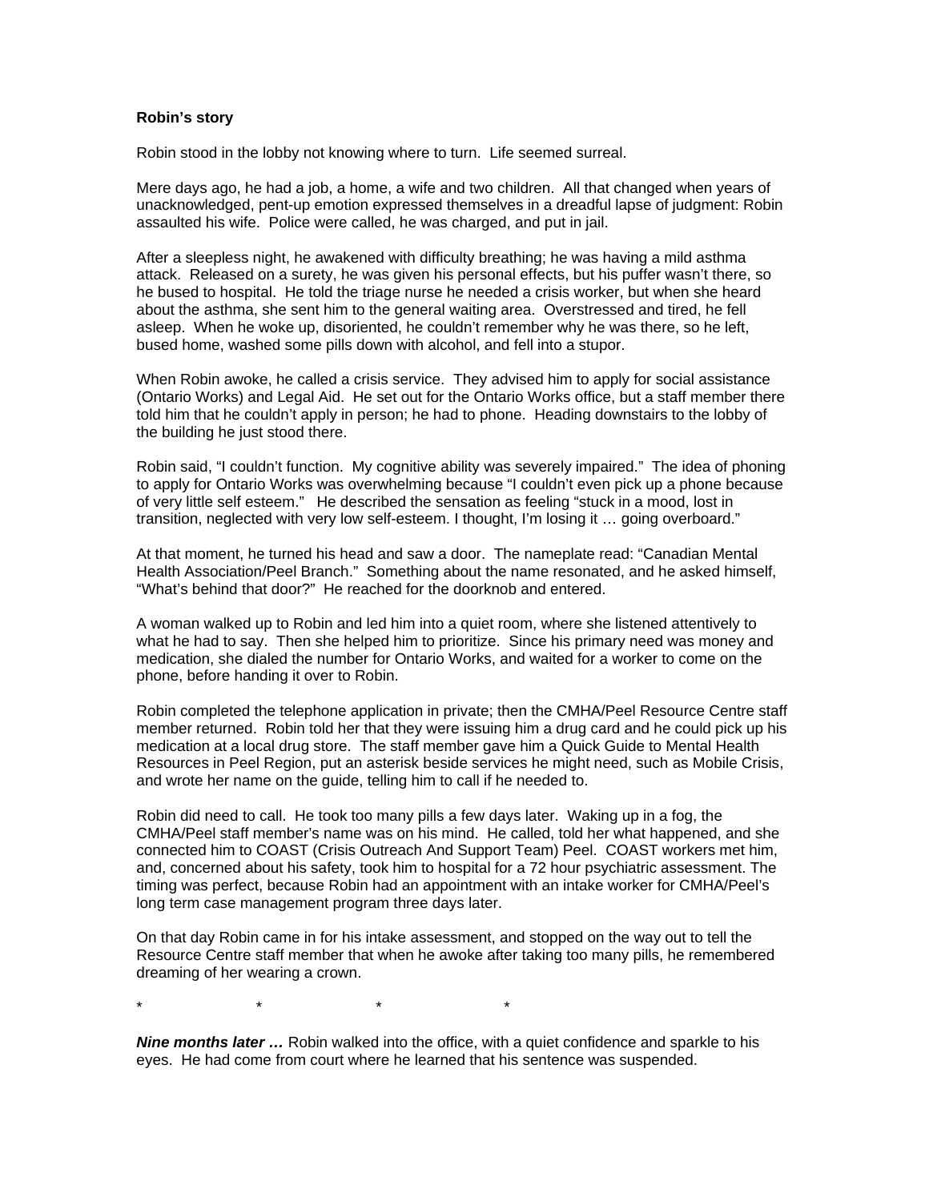**Robin's story**

Robin stood in the lobby not knowing where to turn. Life seemed surreal.

Mere days ago, he had a job, a home, a wife and two children. All that changed when years of unacknowledged, pent-up emotion expressed themselves in a dreadful lapse of judgment: Robin assaulted his wife. Police were called, he was charged, and put in jail.

After a sleepless night, he awakened with difficulty breathing; he was having a mild asthma attack. Released on a surety, he was given his personal effects, but his puffer wasn't there, so he bused to hospital. He told the triage nurse he needed a crisis worker, but when she heard about the asthma, she sent him to the general waiting area. Overstressed and tired, he fell asleep. When he woke up, disoriented, he couldn't remember why he was there, so he left, bused home, washed some pills down with alcohol, and fell into a stupor.

When Robin awoke, he called a crisis service. They advised him to apply for social assistance (Ontario Works) and Legal Aid. He set out for the Ontario Works office, but a staff member there told him that he couldn't apply in person; he had to phone. Heading downstairs to the lobby of the building he just stood there.

Robin said, "I couldn't function. My cognitive ability was severely impaired." The idea of phoning to apply for Ontario Works was overwhelming because "I couldn't even pick up a phone because of very little self esteem." He described the sensation as feeling "stuck in a mood, lost in transition, neglected with very low self-esteem. I thought, I'm losing it … going overboard."

At that moment, he turned his head and saw a door. The nameplate read: "Canadian Mental Health Association/Peel Branch." Something about the name resonated, and he asked himself, "What's behind that door?" He reached for the doorknob and entered.

A woman walked up to Robin and led him into a quiet room, where she listened attentively to what he had to say. Then she helped him to prioritize. Since his primary need was money and medication, she dialed the number for Ontario Works, and waited for a worker to come on the phone, before handing it over to Robin.

Robin completed the telephone application in private; then the CMHA/Peel Resource Centre staff member returned. Robin told her that they were issuing him a drug card and he could pick up his medication at a local drug store. The staff member gave him a Quick Guide to Mental Health Resources in Peel Region, put an asterisk beside services he might need, such as Mobile Crisis, and wrote her name on the guide, telling him to call if he needed to.

Robin did need to call. He took too many pills a few days later. Waking up in a fog, the CMHA/Peel staff member's name was on his mind. He called, told her what happened, and she connected him to COAST (Crisis Outreach And Support Team) Peel. COAST workers met him, and, concerned about his safety, took him to hospital for a 72 hour psychiatric assessment. The timing was perfect, because Robin had an appointment with an intake worker for CMHA/Peel's long term case management program three days later.

On that day Robin came in for his intake assessment, and stopped on the way out to tell the Resource Centre staff member that when he awoke after taking too many pills, he remembered dreaming of her wearing a crown.

\*            \*            \*            \*

***Nine months later …*** Robin walked into the office, with a quiet confidence and sparkle to his eyes. He had come from court where he learned that his sentence was suspended.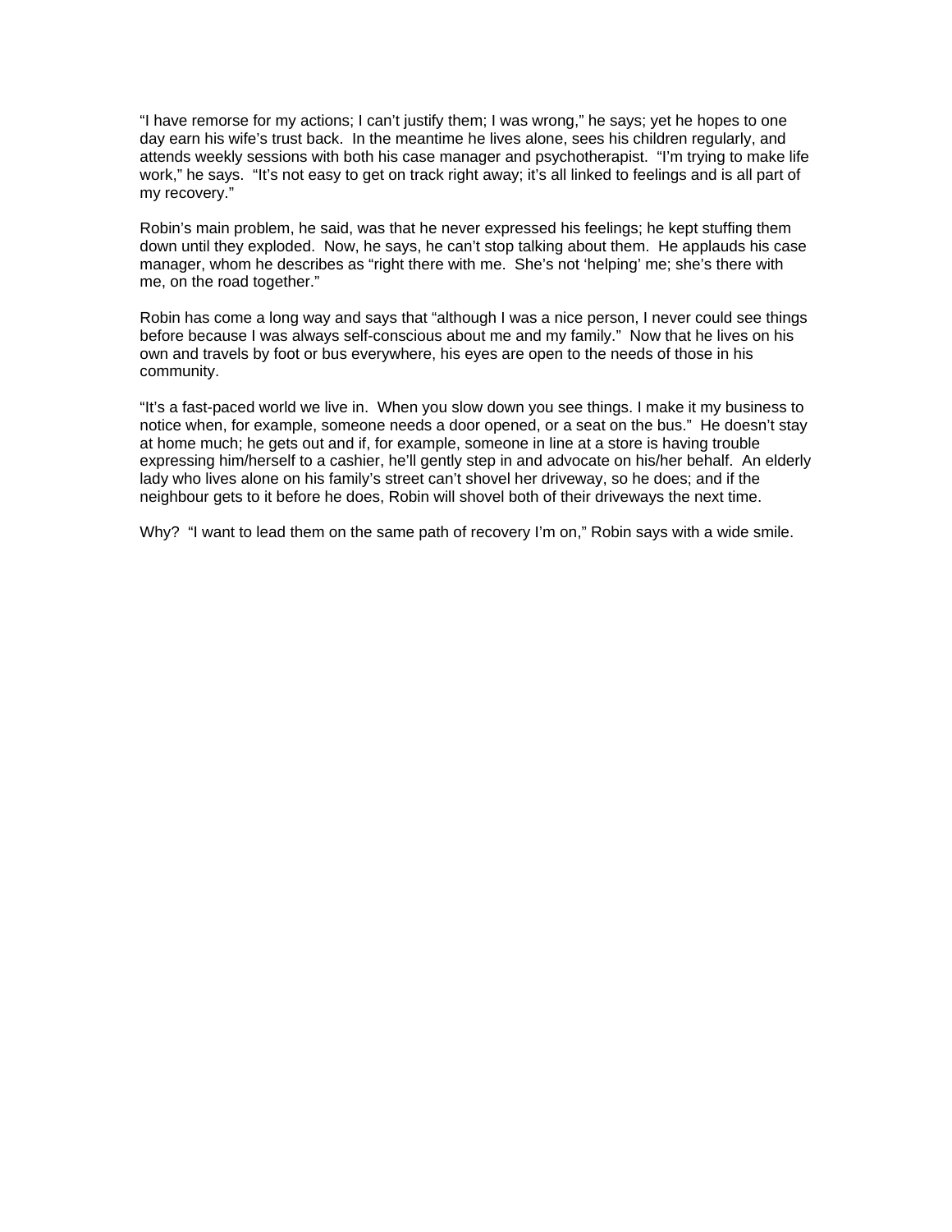"I have remorse for my actions; I can't justify them; I was wrong," he says; yet he hopes to one day earn his wife's trust back. In the meantime he lives alone, sees his children regularly, and attends weekly sessions with both his case manager and psychotherapist. "I'm trying to make life work," he says. "It's not easy to get on track right away; it's all linked to feelings and is all part of my recovery."

Robin's main problem, he said, was that he never expressed his feelings; he kept stuffing them down until they exploded. Now, he says, he can't stop talking about them. He applauds his case manager, whom he describes as "right there with me. She's not 'helping' me; she's there with me, on the road together."

Robin has come a long way and says that "although I was a nice person, I never could see things before because I was always self-conscious about me and my family." Now that he lives on his own and travels by foot or bus everywhere, his eyes are open to the needs of those in his community.

"It's a fast-paced world we live in. When you slow down you see things. I make it my business to notice when, for example, someone needs a door opened, or a seat on the bus." He doesn't stay at home much; he gets out and if, for example, someone in line at a store is having trouble expressing him/herself to a cashier, he'll gently step in and advocate on his/her behalf. An elderly lady who lives alone on his family's street can't shovel her driveway, so he does; and if the neighbour gets to it before he does, Robin will shovel both of their driveways the next time.

Why? "I want to lead them on the same path of recovery I'm on," Robin says with a wide smile.